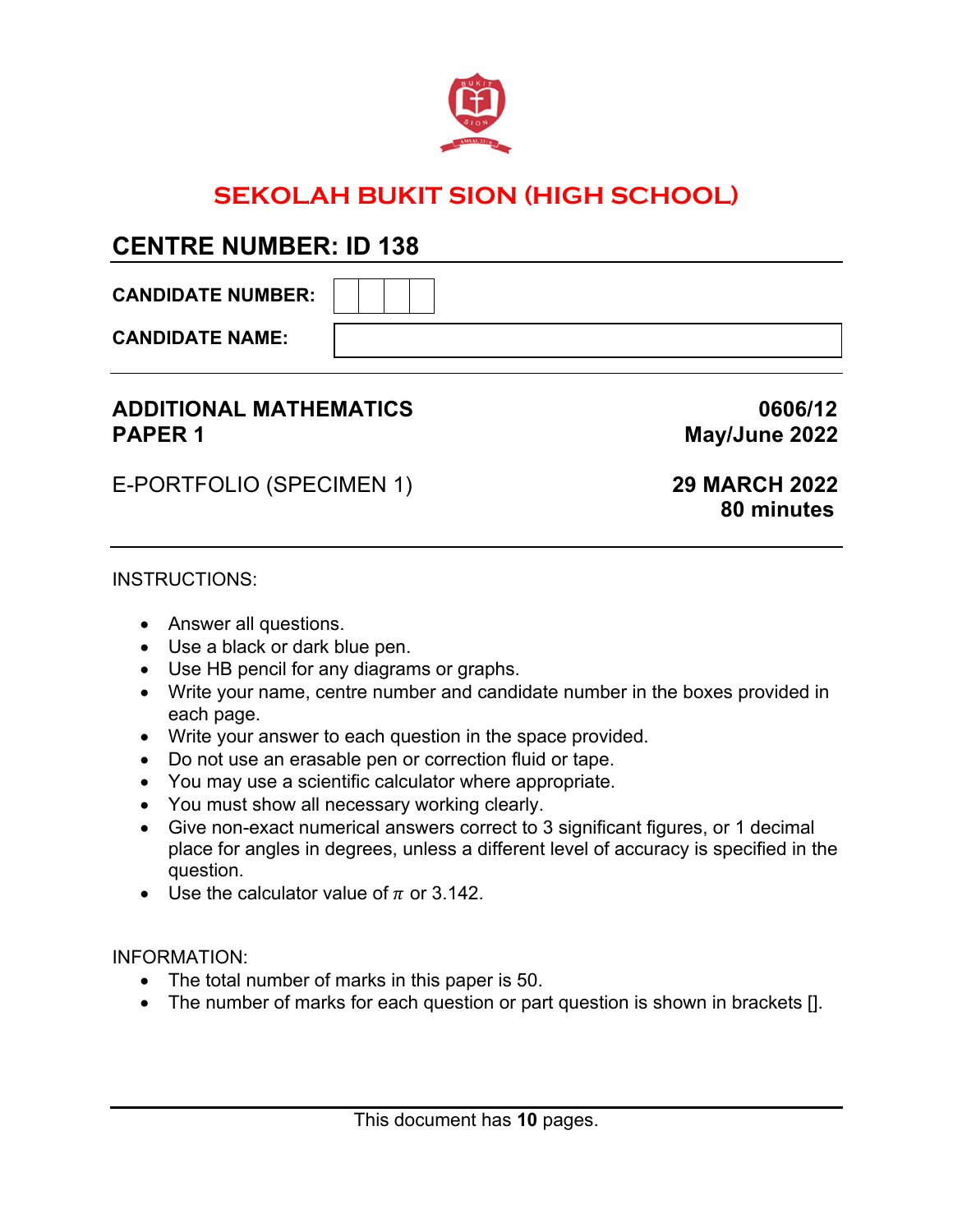# SEKOLAH BUKIT SION (HIGH SCHOOL)

## CENTRE NUMBER: ID 138

**CANDIDATE NUMBER:**

**CANDIDATE NAME:**

**ADDITIONAL MATHEMATICS** **0606/12**
**PAPER 1** **May/June 2022**

E-PORTFOLIO (SPECIMEN 1) **29 MARCH 2022**
**80 minutes**

INSTRUCTIONS:

- Answer all questions.
- Use a black or dark blue pen.
- Use HB pencil for any diagrams or graphs.
- Write your name, centre number and candidate number in the boxes provided in each page.
- Write your answer to each question in the space provided.
- Do not use an erasable pen or correction fluid or tape.
- You may use a scientific calculator where appropriate.
- You must show all necessary working clearly.
- Give non-exact numerical answers correct to 3 significant figures, or 1 decimal place for angles in degrees, unless a different level of accuracy is specified in the question.
- Use the calculator value of $\pi$ or 3.142.

INFORMATION:

- The total number of marks in this paper is 50.
- The number of marks for each question or part question is shown in brackets [].

This document has **10** pages.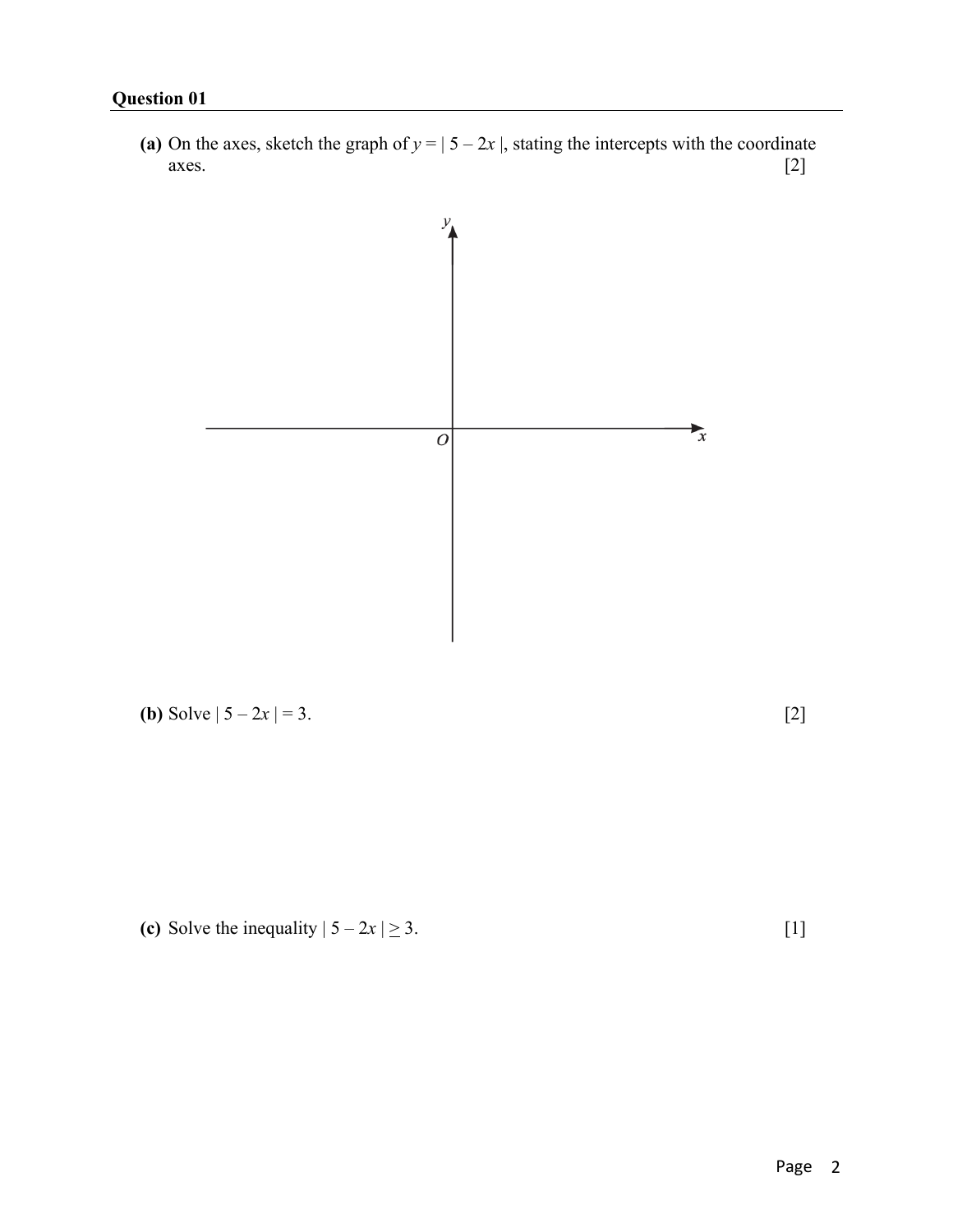## Question 01

**(a)** On the axes, sketch the graph of $y = | 5 - 2x |$, stating the intercepts with the coordinate axes. [2]

**(b)** Solve $| 5 - 2x | = 3$. [2]

**(c)** Solve the inequality $| 5 - 2x | \geq 3$. [1]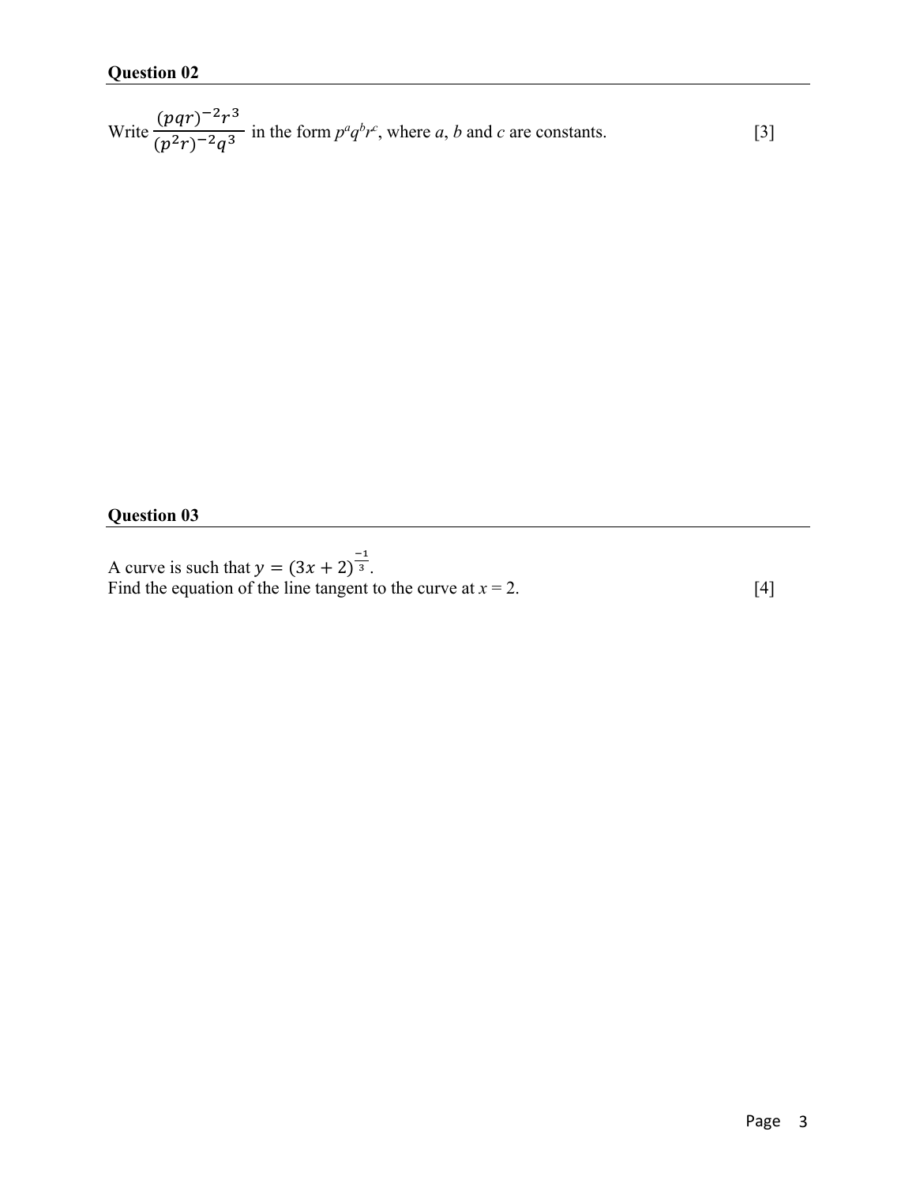### Question 02

Write $\dfrac{(pqr)^{-2}r^3}{(p^2r)^{-2}q^3}$ in the form $p^aq^br^c$, where $a$, $b$ and $c$ are constants. [3]

### Question 03

A curve is such that $y = (3x + 2)^{\frac{-1}{3}}$.
Find the equation of the line tangent to the curve at $x = 2$. [4]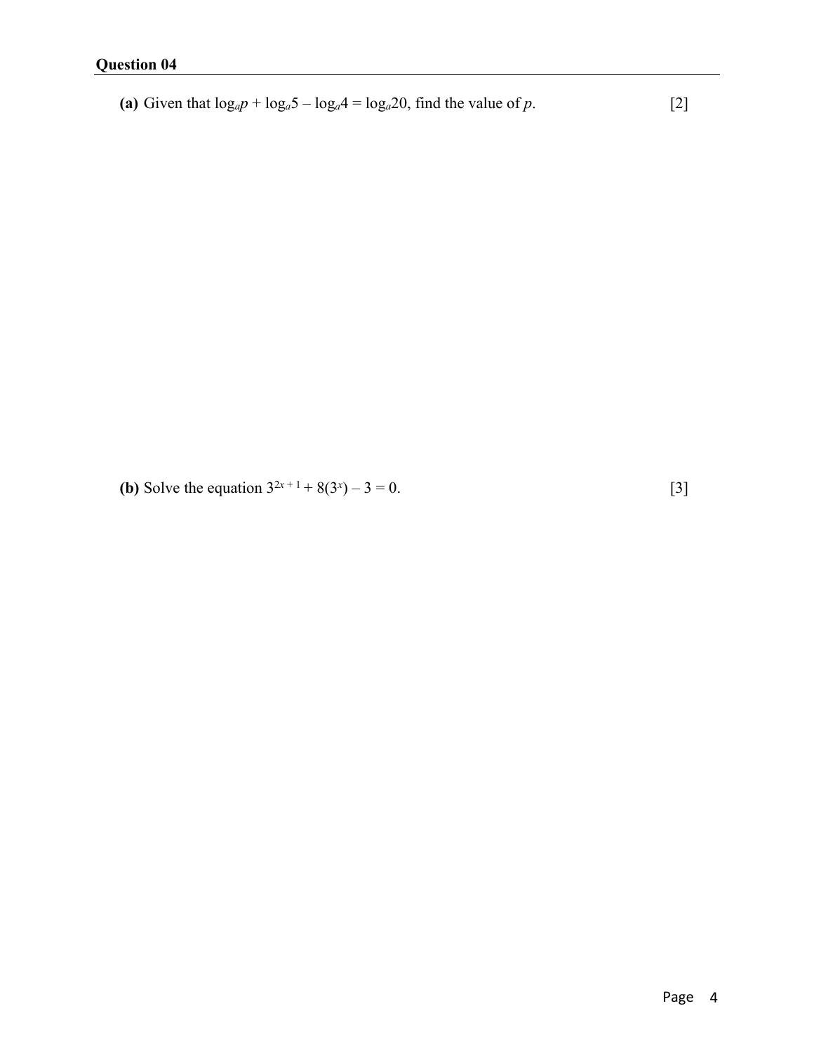## Question 04

**(a)** Given that $\log_a p + \log_a 5 - \log_a 4 = \log_a 20$, find the value of $p$. [2]

**(b)** Solve the equation $3^{2x+1} + 8(3^x) - 3 = 0$. [3]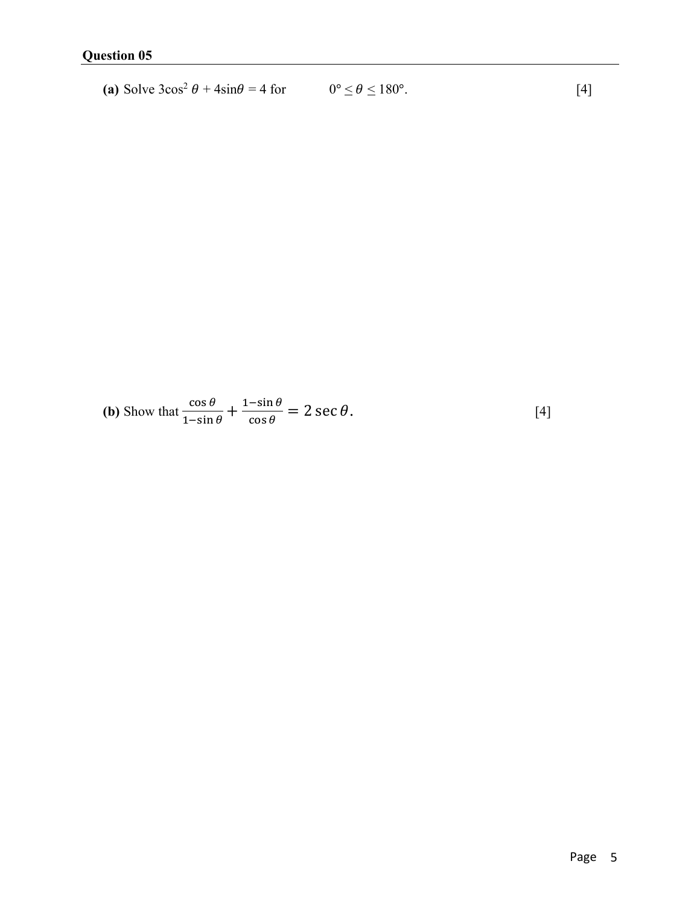**Question 05**

**(a)** Solve $3\cos^2\theta + 4\sin\theta = 4$ for $0° \leq \theta \leq 180°$. [4]

**(b)** Show that $\frac{\cos\theta}{1-\sin\theta} + \frac{1-\sin\theta}{\cos\theta} = 2\sec\theta$. [4]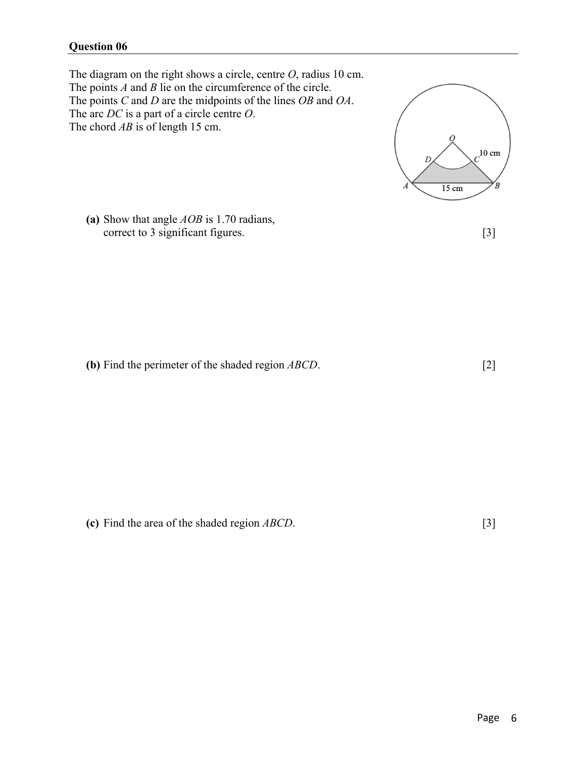## Question 06

The diagram on the right shows a circle, centre $O$, radius 10 cm.
The points $A$ and $B$ lie on the circumference of the circle.
The points $C$ and $D$ are the midpoints of the lines $OB$ and $OA$.
The arc $DC$ is a part of a circle centre $O$.
The chord $AB$ is of length 15 cm.

**(a)** Show that angle $AOB$ is 1.70 radians, correct to 3 significant figures. [3]

**(b)** Find the perimeter of the shaded region $ABCD$. [2]

**(c)** Find the area of the shaded region $ABCD$. [3]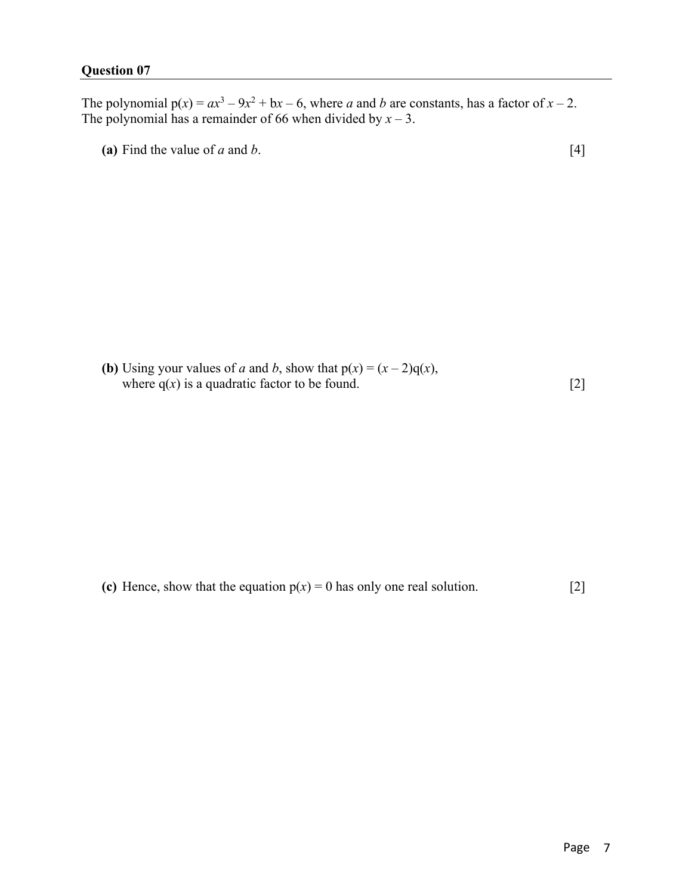**Question 07**

The polynomial $p(x) = ax^3 - 9x^2 + bx - 6$, where $a$ and $b$ are constants, has a factor of $x - 2$.
The polynomial has a remainder of 66 when divided by $x - 3$.

**(a)** Find the value of $a$ and $b$. [4]

**(b)** Using your values of $a$ and $b$, show that $p(x) = (x - 2)q(x)$,
where $q(x)$ is a quadratic factor to be found. [2]

**(c)** Hence, show that the equation $p(x) = 0$ has only one real solution. [2]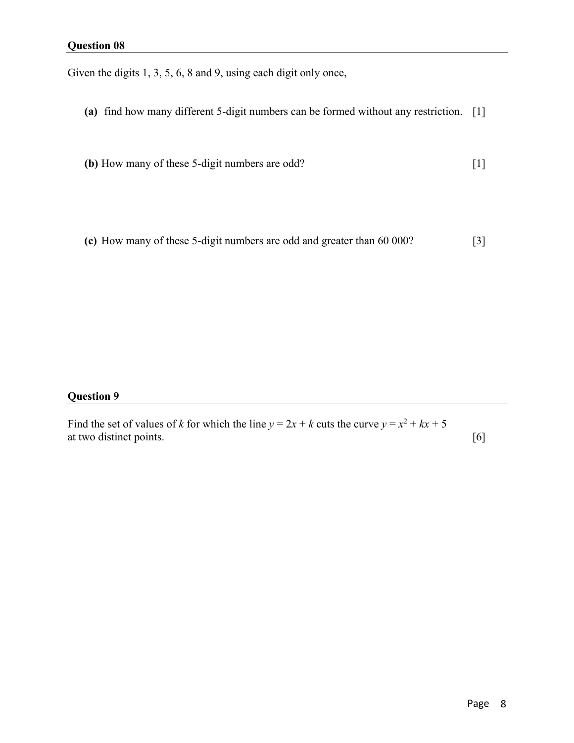## Question 08

Given the digits 1, 3, 5, 6, 8 and 9, using each digit only once,

**(a)** find how many different 5-digit numbers can be formed without any restriction. [1]

**(b)** How many of these 5-digit numbers are odd? [1]

**(c)** How many of these 5-digit numbers are odd and greater than 60 000? [3]

## Question 9

Find the set of values of $k$ for which the line $y = 2x + k$ cuts the curve $y = x^2 + kx + 5$ at two distinct points. [6]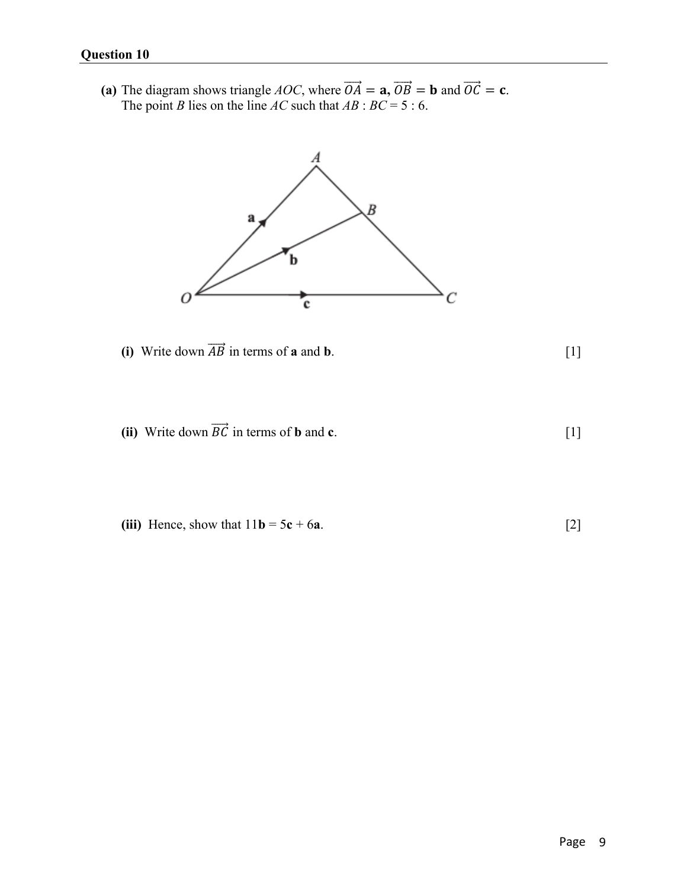## Question 10

**(a)** The diagram shows triangle $AOC$, where $\overrightarrow{OA} = \mathbf{a}$, $\overrightarrow{OB} = \mathbf{b}$ and $\overrightarrow{OC} = \mathbf{c}$.
The point $B$ lies on the line $AC$ such that $AB : BC = 5 : 6$.

**(i)** Write down $\overrightarrow{AB}$ in terms of **a** and **b**. [1]

**(ii)** Write down $\overrightarrow{BC}$ in terms of **b** and **c**. [1]

**(iii)** Hence, show that $11\mathbf{b} = 5\mathbf{c} + 6\mathbf{a}$. [2]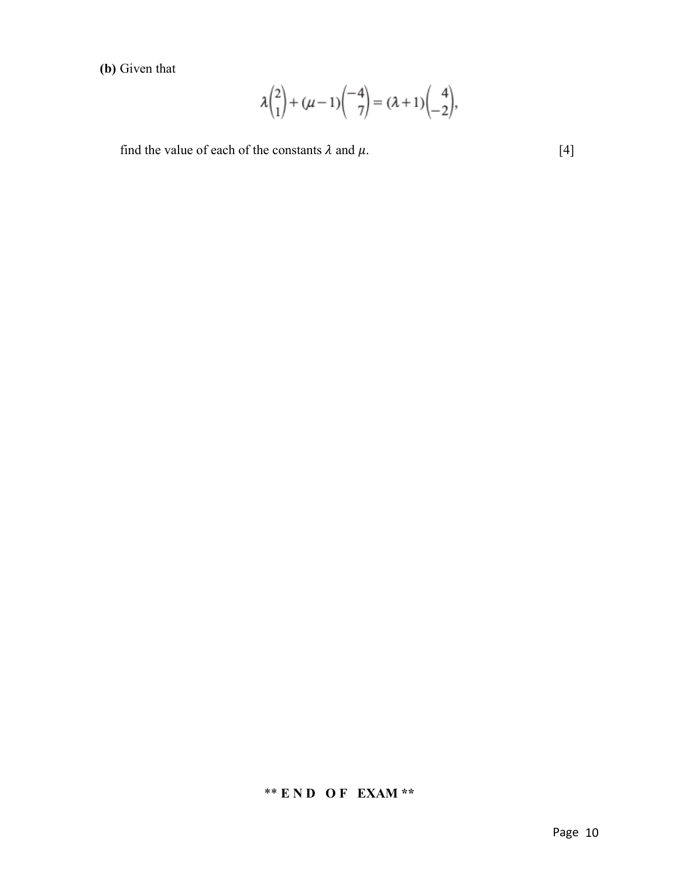**(b)** Given that

$$\lambda\begin{pmatrix}2\\1\end{pmatrix}+(\mu-1)\begin{pmatrix}-4\\7\end{pmatrix}=(\lambda+1)\begin{pmatrix}4\\-2\end{pmatrix},$$

find the value of each of the constants $\lambda$ and $\mu$. [4]

**\*\* E N D O F EXAM \*\***